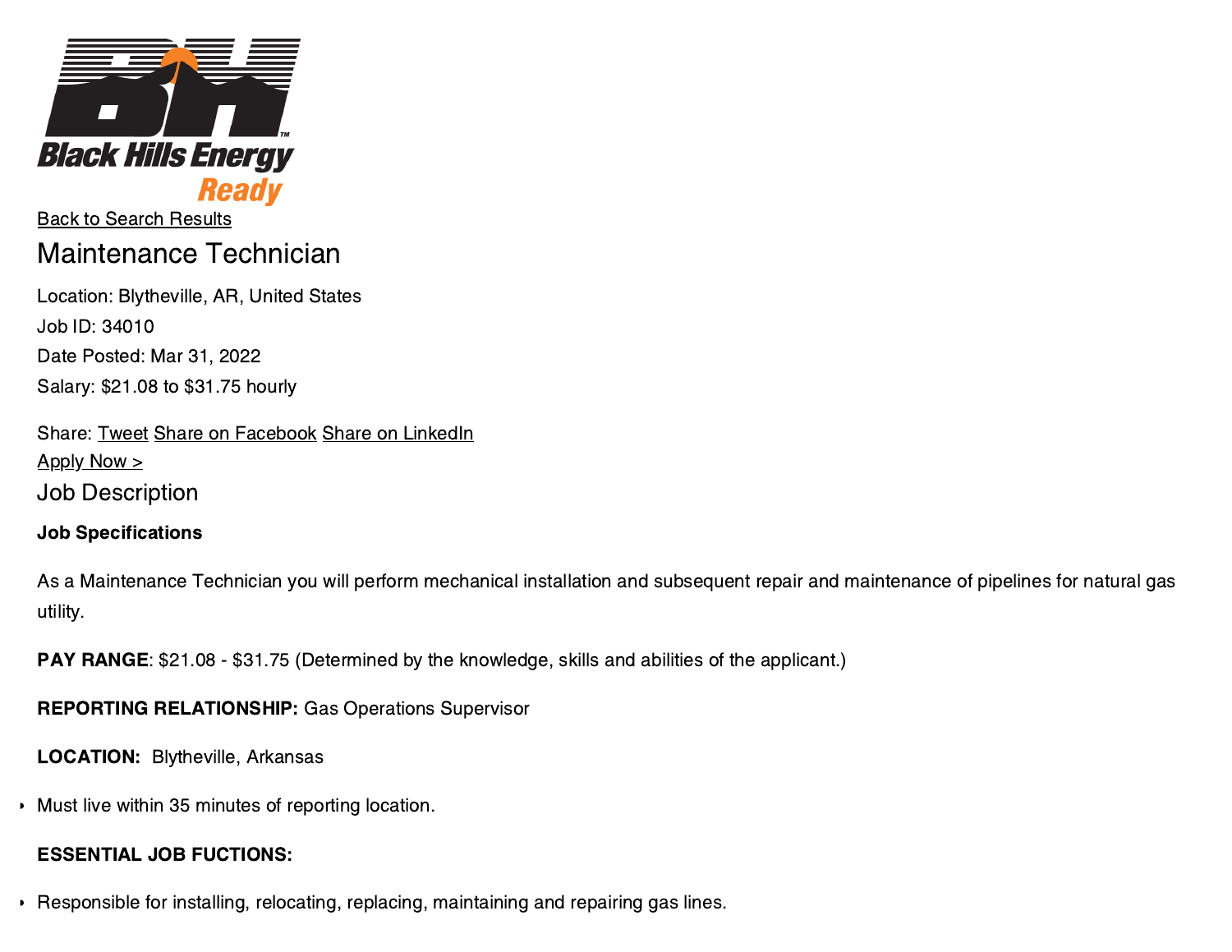Black Hills Energy

Ready

Back to Search Results

# Maintenance Technician

Location: Blytheville, AR, United States

Job ID: 34010

Date Posted: Mar 31, 2022

Salary: $21.08 to $31.75 hourly

Share: Tweet Share on Facebook Share on LinkedIn

Apply Now >

## Job Description

**Job Specifications**

As a Maintenance Technician you will perform mechanical installation and subsequent repair and maintenance of pipelines for natural gas utility.

**PAY RANGE**: $21.08 - $31.75 (Determined by the knowledge, skills and abilities of the applicant.)

**REPORTING RELATIONSHIP:** Gas Operations Supervisor

**LOCATION:** Blytheville, Arkansas

- Must live within 35 minutes of reporting location.

**ESSENTIAL JOB FUCTIONS:**

- Responsible for installing, relocating, replacing, maintaining and repairing gas lines.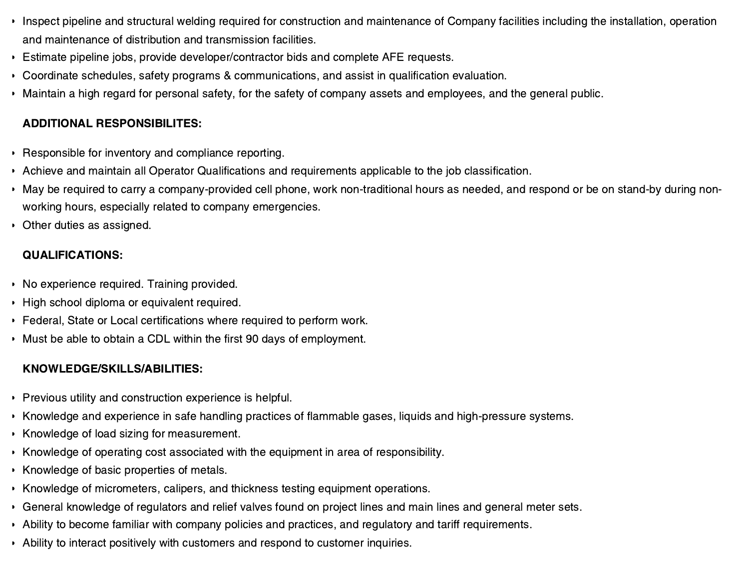- Inspect pipeline and structural welding required for construction and maintenance of Company facilities including the installation, operation and maintenance of distribution and transmission facilities.
- Estimate pipeline jobs, provide developer/contractor bids and complete AFE requests.
- Coordinate schedules, safety programs & communications, and assist in qualification evaluation.
- Maintain a high regard for personal safety, for the safety of company assets and employees, and the general public.

**ADDITIONAL RESPONSIBILITES:**

- Responsible for inventory and compliance reporting.
- Achieve and maintain all Operator Qualifications and requirements applicable to the job classification.
- May be required to carry a company-provided cell phone, work non-traditional hours as needed, and respond or be on stand-by during non-working hours, especially related to company emergencies.
- Other duties as assigned.

**QUALIFICATIONS:**

- No experience required. Training provided.
- High school diploma or equivalent required.
- Federal, State or Local certifications where required to perform work.
- Must be able to obtain a CDL within the first 90 days of employment.

**KNOWLEDGE/SKILLS/ABILITIES:**

- Previous utility and construction experience is helpful.
- Knowledge and experience in safe handling practices of flammable gases, liquids and high-pressure systems.
- Knowledge of load sizing for measurement.
- Knowledge of operating cost associated with the equipment in area of responsibility.
- Knowledge of basic properties of metals.
- Knowledge of micrometers, calipers, and thickness testing equipment operations.
- General knowledge of regulators and relief valves found on project lines and main lines and general meter sets.
- Ability to become familiar with company policies and practices, and regulatory and tariff requirements.
- Ability to interact positively with customers and respond to customer inquiries.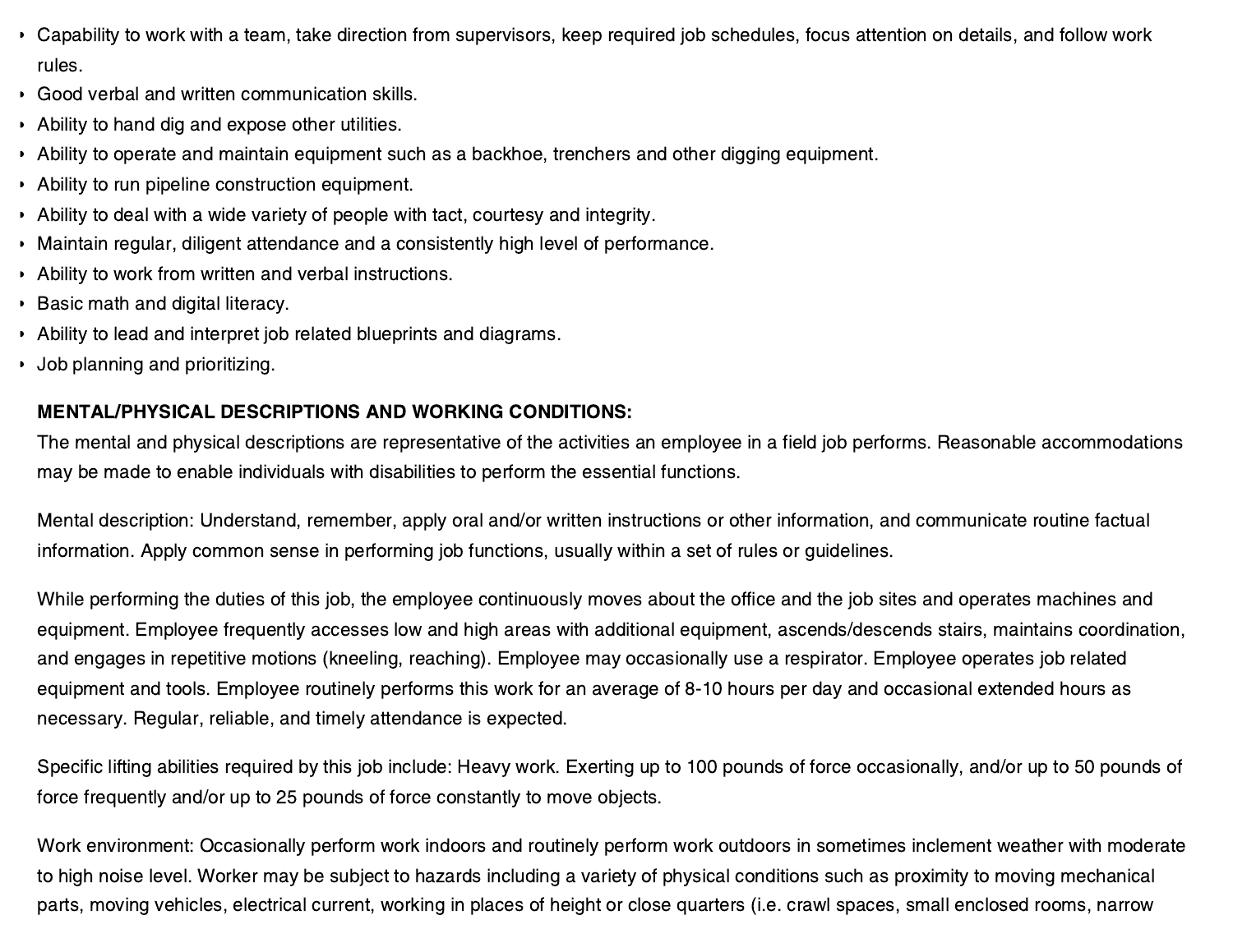- Capability to work with a team, take direction from supervisors, keep required job schedules, focus attention on details, and follow work rules.
- Good verbal and written communication skills.
- Ability to hand dig and expose other utilities.
- Ability to operate and maintain equipment such as a backhoe, trenchers and other digging equipment.
- Ability to run pipeline construction equipment.
- Ability to deal with a wide variety of people with tact, courtesy and integrity.
- Maintain regular, diligent attendance and a consistently high level of performance.
- Ability to work from written and verbal instructions.
- Basic math and digital literacy.
- Ability to lead and interpret job related blueprints and diagrams.
- Job planning and prioritizing.

**MENTAL/PHYSICAL DESCRIPTIONS AND WORKING CONDITIONS:**
The mental and physical descriptions are representative of the activities an employee in a field job performs. Reasonable accommodations may be made to enable individuals with disabilities to perform the essential functions.

Mental description: Understand, remember, apply oral and/or written instructions or other information, and communicate routine factual information. Apply common sense in performing job functions, usually within a set of rules or guidelines.

While performing the duties of this job, the employee continuously moves about the office and the job sites and operates machines and equipment. Employee frequently accesses low and high areas with additional equipment, ascends/descends stairs, maintains coordination, and engages in repetitive motions (kneeling, reaching). Employee may occasionally use a respirator. Employee operates job related equipment and tools. Employee routinely performs this work for an average of 8-10 hours per day and occasional extended hours as necessary. Regular, reliable, and timely attendance is expected.

Specific lifting abilities required by this job include: Heavy work. Exerting up to 100 pounds of force occasionally, and/or up to 50 pounds of force frequently and/or up to 25 pounds of force constantly to move objects.

Work environment: Occasionally perform work indoors and routinely perform work outdoors in sometimes inclement weather with moderate to high noise level. Worker may be subject to hazards including a variety of physical conditions such as proximity to moving mechanical parts, moving vehicles, electrical current, working in places of height or close quarters (i.e. crawl spaces, small enclosed rooms, narrow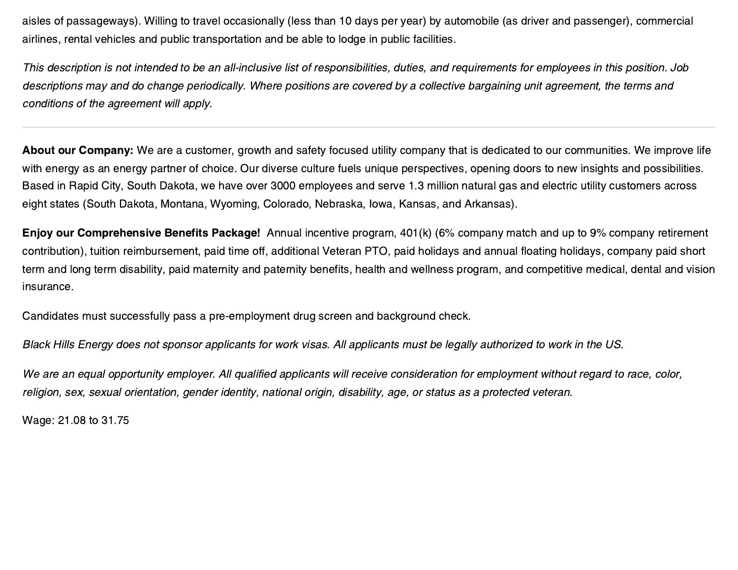aisles of passageways). Willing to travel occasionally (less than 10 days per year) by automobile (as driver and passenger), commercial airlines, rental vehicles and public transportation and be able to lodge in public facilities.

*This description is not intended to be an all-inclusive list of responsibilities, duties, and requirements for employees in this position. Job descriptions may and do change periodically. Where positions are covered by a collective bargaining unit agreement, the terms and conditions of the agreement will apply.*

---

**About our Company:** We are a customer, growth and safety focused utility company that is dedicated to our communities. We improve life with energy as an energy partner of choice. Our diverse culture fuels unique perspectives, opening doors to new insights and possibilities. Based in Rapid City, South Dakota, we have over 3000 employees and serve 1.3 million natural gas and electric utility customers across eight states (South Dakota, Montana, Wyoming, Colorado, Nebraska, Iowa, Kansas, and Arkansas).

**Enjoy our Comprehensive Benefits Package!** Annual incentive program, 401(k) (6% company match and up to 9% company retirement contribution), tuition reimbursement, paid time off, additional Veteran PTO, paid holidays and annual floating holidays, company paid short term and long term disability, paid maternity and paternity benefits, health and wellness program, and competitive medical, dental and vision insurance.

Candidates must successfully pass a pre-employment drug screen and background check.

*Black Hills Energy does not sponsor applicants for work visas. All applicants must be legally authorized to work in the US.*

*We are an equal opportunity employer. All qualified applicants will receive consideration for employment without regard to race, color, religion, sex, sexual orientation, gender identity, national origin, disability, age, or status as a protected veteran.*

Wage: 21.08 to 31.75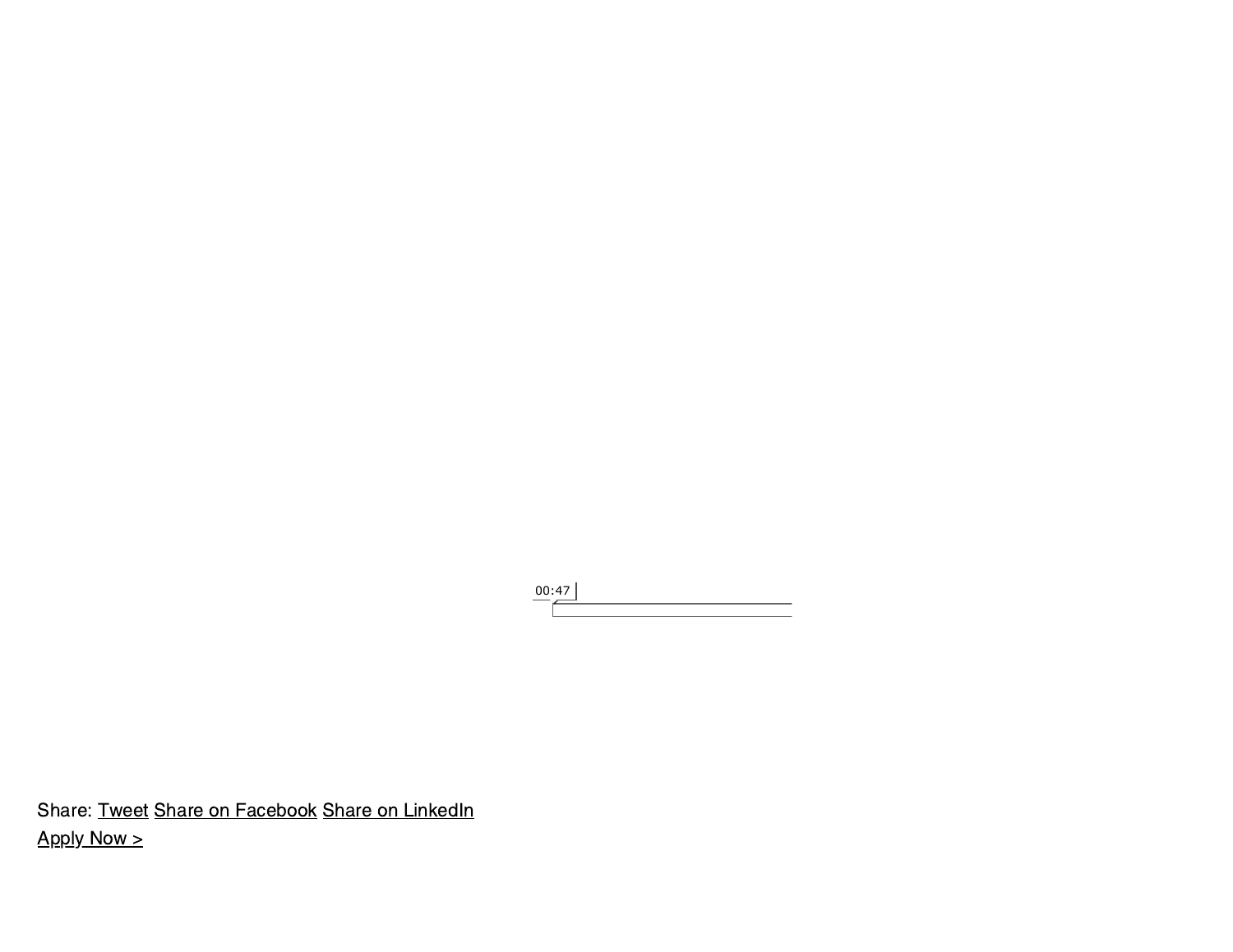00:47

Share: Tweet Share on Facebook Share on LinkedIn

Apply Now >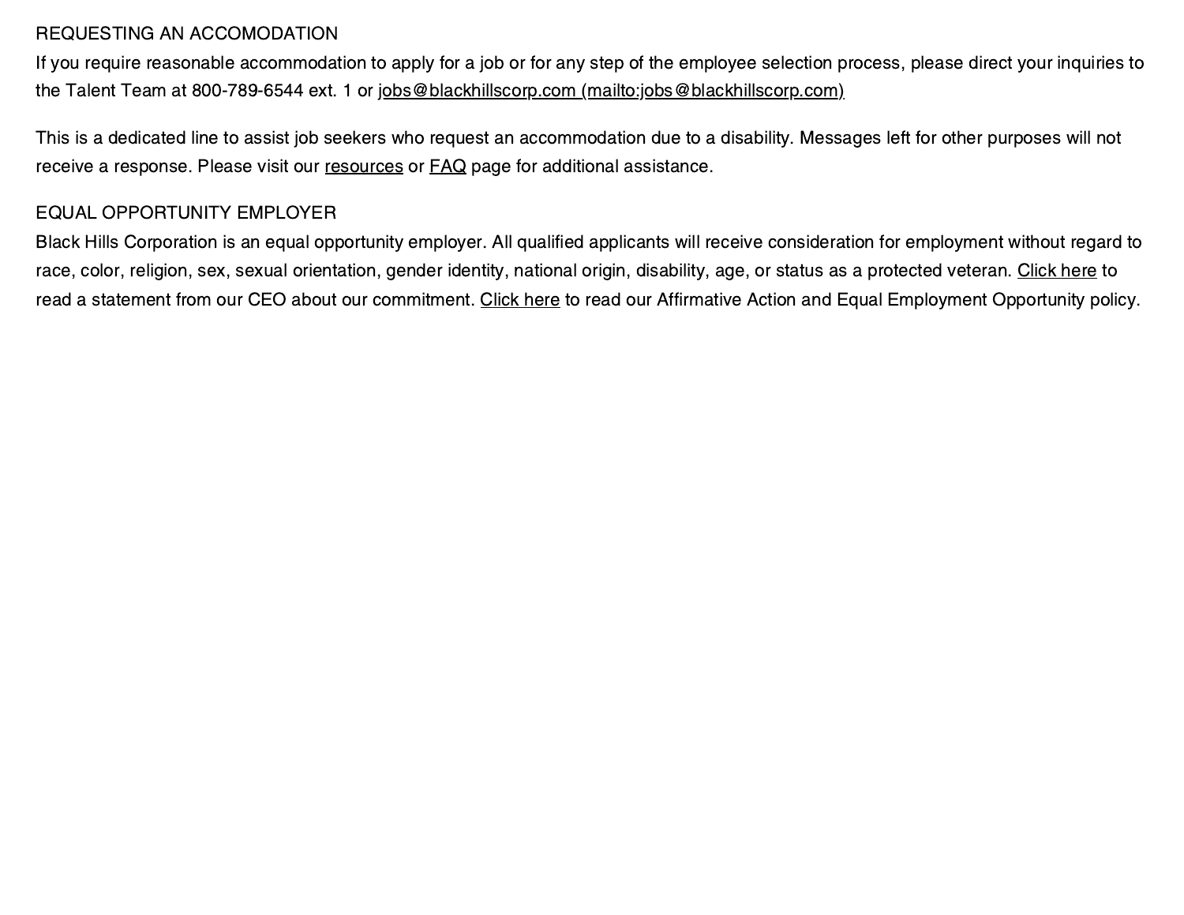## REQUESTING AN ACCOMODATION

If you require reasonable accommodation to apply for a job or for any step of the employee selection process, please direct your inquiries to the Talent Team at 800-789-6544 ext. 1 or jobs@blackhillscorp.com (mailto:jobs@blackhillscorp.com)

This is a dedicated line to assist job seekers who request an accommodation due to a disability. Messages left for other purposes will not receive a response. Please visit our resources or FAQ page for additional assistance.

## EQUAL OPPORTUNITY EMPLOYER

Black Hills Corporation is an equal opportunity employer. All qualified applicants will receive consideration for employment without regard to race, color, religion, sex, sexual orientation, gender identity, national origin, disability, age, or status as a protected veteran. Click here to read a statement from our CEO about our commitment. Click here to read our Affirmative Action and Equal Employment Opportunity policy.